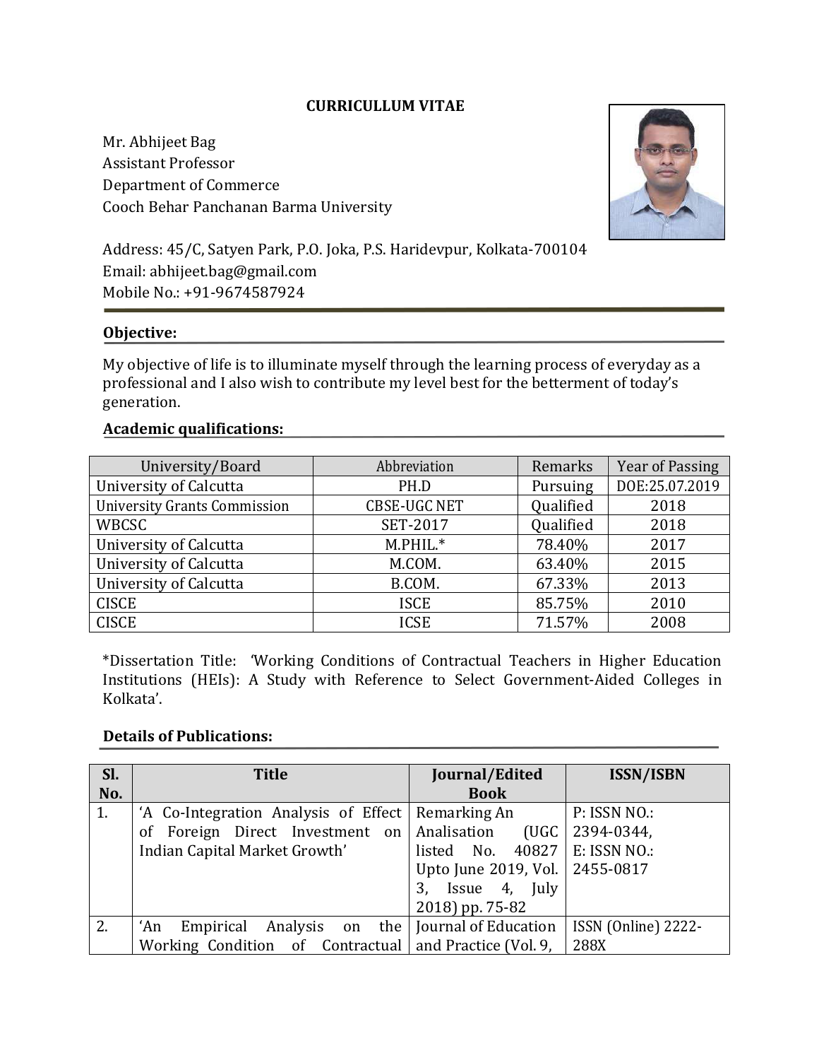**CURRICULLUM VITAE**

Mr. Abhijeet Bag
Assistant Professor
Department of Commerce
Cooch Behar Panchanan Barma University

Address: 45/C, Satyen Park, P.O. Joka, P.S. Haridevpur, Kolkata-700104
Email: abhijeet.bag@gmail.com
Mobile No.: +91-9674587924

## Objective:

My objective of life is to illuminate myself through the learning process of everyday as a professional and I also wish to contribute my level best for the betterment of today's generation.

## Academic qualifications:

| University/Board | Abbreviation | Remarks | Year of Passing |
|---|---|---|---|
| University of Calcutta | PH.D | Pursuing | DOE:25.07.2019 |
| University Grants Commission | CBSE-UGC NET | Qualified | 2018 |
| WBCSC | SET-2017 | Qualified | 2018 |
| University of Calcutta | M.PHIL.* | 78.40% | 2017 |
| University of Calcutta | M.COM. | 63.40% | 2015 |
| University of Calcutta | B.COM. | 67.33% | 2013 |
| CISCE | ISCE | 85.75% | 2010 |
| CISCE | ICSE | 71.57% | 2008 |

*Dissertation Title: 'Working Conditions of Contractual Teachers in Higher Education Institutions (HEIs): A Study with Reference to Select Government-Aided Colleges in Kolkata'.

## Details of Publications:

| Sl. No. | Title | Journal/Edited Book | ISSN/ISBN |
|---|---|---|---|
| 1. | 'A Co-Integration Analysis of Effect of Foreign Direct Investment on Indian Capital Market Growth' | Remarking An Analisation (UGC listed No. 40827 Upto June 2019, Vol. 3, Issue 4, July 2018) pp. 75-82 | P: ISSN NO.: 2394-0344, E: ISSN NO.: 2455-0817 |
| 2. | 'An Empirical Analysis on the Working Condition of Contractual | Journal of Education and Practice (Vol. 9, | ISSN (Online) 2222-288X |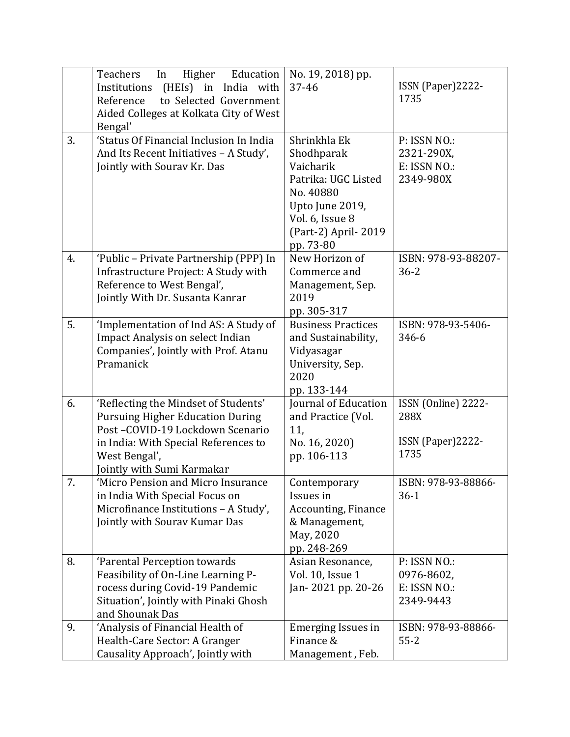| | | | |
|---|---|---|---|
| | Teachers In Higher Education Institutions (HEIs) in India with Reference to Selected Government Aided Colleges at Kolkata City of West Bengal' | No. 19, 2018) pp. 37-46 | ISSN (Paper)2222-1735 |
| 3. | 'Status Of Financial Inclusion In India And Its Recent Initiatives – A Study', Jointly with Sourav Kr. Das | Shrinkhla Ek Shodhparak Vaicharik Patrika: UGC Listed No. 40880 Upto June 2019, Vol. 6, Issue 8 (Part-2) April- 2019 pp. 73-80 | P: ISSN NO.: 2321-290X, E: ISSN NO.: 2349-980X |
| 4. | 'Public – Private Partnership (PPP) In Infrastructure Project: A Study with Reference to West Bengal', Jointly With Dr. Susanta Kanrar | New Horizon of Commerce and Management, Sep. 2019 pp. 305-317 | ISBN: 978-93-88207-36-2 |
| 5. | 'Implementation of Ind AS: A Study of Impact Analysis on select Indian Companies', Jointly with Prof. Atanu Pramanick | Business Practices and Sustainability, Vidyasagar University, Sep. 2020 pp. 133-144 | ISBN: 978-93-5406-346-6 |
| 6. | 'Reflecting the Mindset of Students' Pursuing Higher Education During Post –COVID-19 Lockdown Scenario in India: With Special References to West Bengal', Jointly with Sumi Karmakar | Journal of Education and Practice (Vol. 11, No. 16, 2020) pp. 106-113 | ISSN (Online) 2222-288X ISSN (Paper)2222-1735 |
| 7. | 'Micro Pension and Micro Insurance in India With Special Focus on Microfinance Institutions – A Study', Jointly with Sourav Kumar Das | Contemporary Issues in Accounting, Finance & Management, May, 2020 pp. 248-269 | ISBN: 978-93-88866-36-1 |
| 8. | 'Parental Perception towards Feasibility of On-Line Learning P-rocess during Covid-19 Pandemic Situation', Jointly with Pinaki Ghosh and Shounak Das | Asian Resonance, Vol. 10, Issue 1 Jan- 2021 pp. 20-26 | P: ISSN NO.: 0976-8602, E: ISSN NO.: 2349-9443 |
| 9. | 'Analysis of Financial Health of Health-Care Sector: A Granger Causality Approach', Jointly with | Emerging Issues in Finance & Management , Feb. | ISBN: 978-93-88866-55-2 |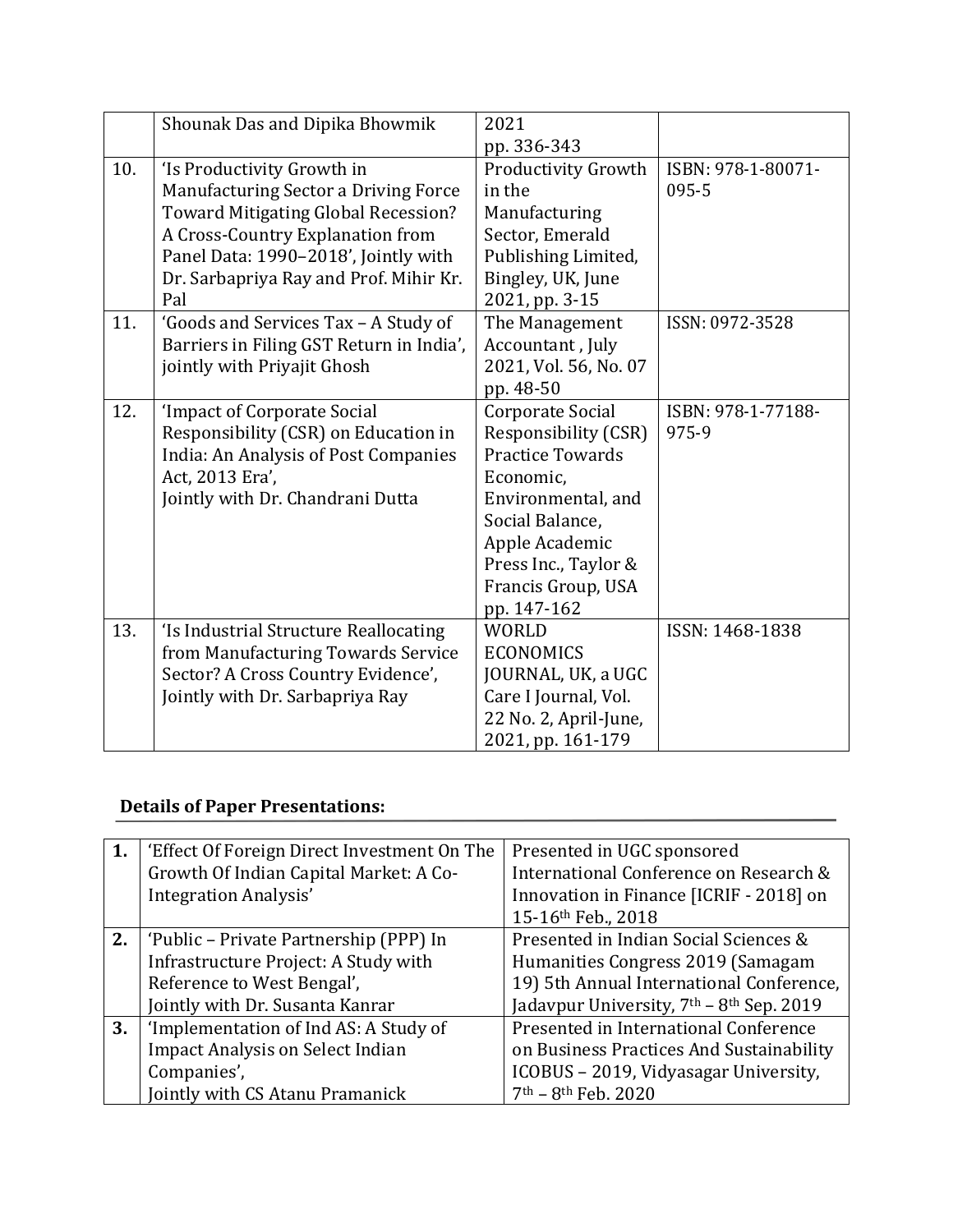| | | | |
|---|---|---|---|
| | Shounak Das and Dipika Bhowmik | 2021 pp. 336-343 | |
| 10. | 'Is Productivity Growth in Manufacturing Sector a Driving Force Toward Mitigating Global Recession? A Cross-Country Explanation from Panel Data: 1990–2018', Jointly with Dr. Sarbapriya Ray and Prof. Mihir Kr. Pal | Productivity Growth in the Manufacturing Sector, Emerald Publishing Limited, Bingley, UK, June 2021, pp. 3-15 | ISBN: 978-1-80071-095-5 |
| 11. | 'Goods and Services Tax – A Study of Barriers in Filing GST Return in India', jointly with Priyajit Ghosh | The Management Accountant , July 2021, Vol. 56, No. 07 pp. 48-50 | ISSN: 0972-3528 |
| 12. | 'Impact of Corporate Social Responsibility (CSR) on Education in India: An Analysis of Post Companies Act, 2013 Era', Jointly with Dr. Chandrani Dutta | Corporate Social Responsibility (CSR) Practice Towards Economic, Environmental, and Social Balance, Apple Academic Press Inc., Taylor & Francis Group, USA pp. 147-162 | ISBN: 978-1-77188-975-9 |
| 13. | 'Is Industrial Structure Reallocating from Manufacturing Towards Service Sector? A Cross Country Evidence', Jointly with Dr. Sarbapriya Ray | WORLD ECONOMICS JOURNAL, UK, a UGC Care I Journal, Vol. 22 No. 2, April-June, 2021, pp. 161-179 | ISSN: 1468-1838 |

**Details of Paper Presentations:**

| | | |
|---|---|---|
| **1.** | 'Effect Of Foreign Direct Investment On The Growth Of Indian Capital Market: A Co-Integration Analysis' | Presented in UGC sponsored International Conference on Research & Innovation in Finance [ICRIF - 2018] on 15-16th Feb., 2018 |
| **2.** | 'Public – Private Partnership (PPP) In Infrastructure Project: A Study with Reference to West Bengal', Jointly with Dr. Susanta Kanrar | Presented in Indian Social Sciences & Humanities Congress 2019 (Samagam 19) 5th Annual International Conference, Jadavpur University, 7th – 8th Sep. 2019 |
| **3.** | 'Implementation of Ind AS: A Study of Impact Analysis on Select Indian Companies', Jointly with CS Atanu Pramanick | Presented in International Conference on Business Practices And Sustainability ICOBUS – 2019, Vidyasagar University, 7th – 8th Feb. 2020 |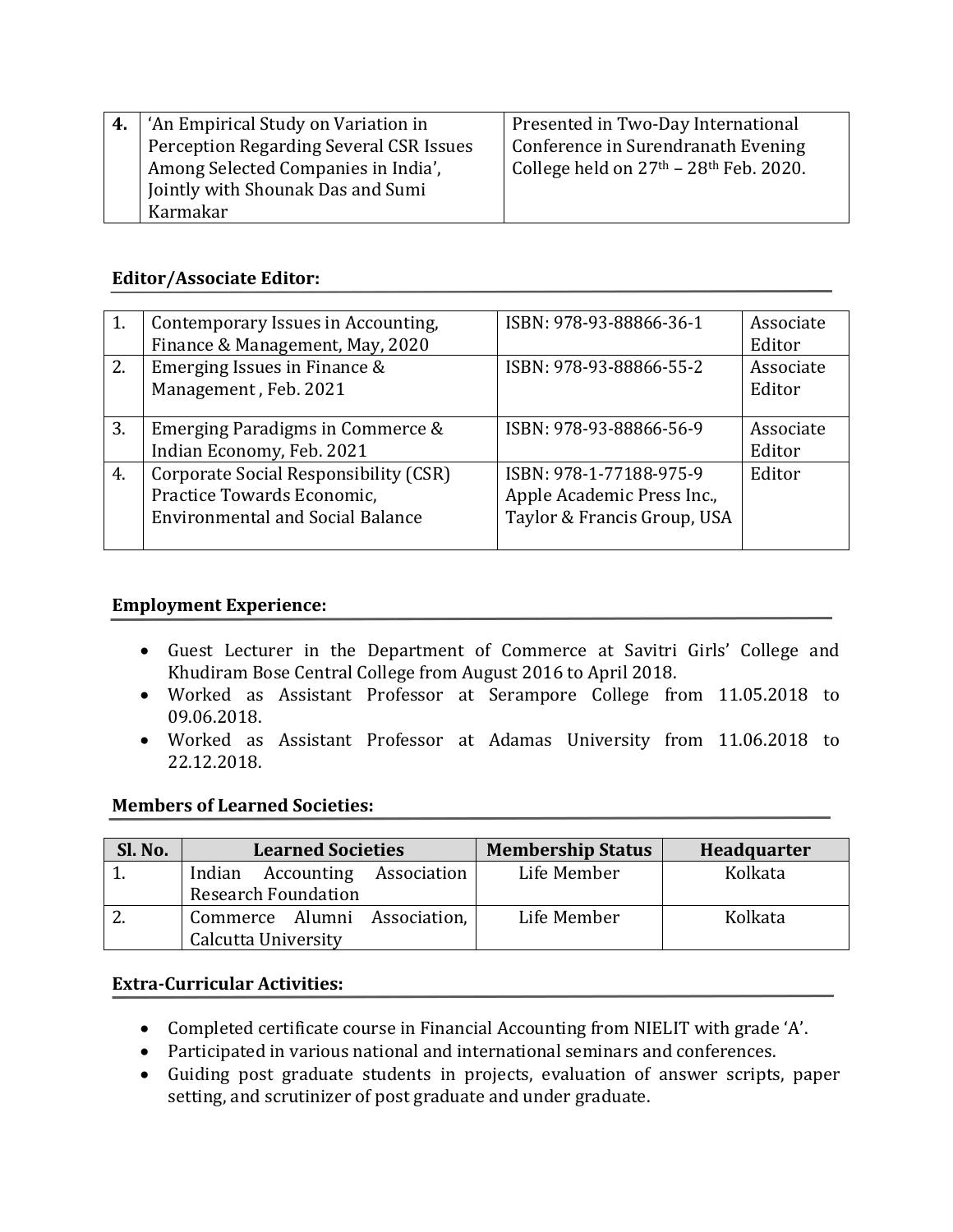| **4.** | 'An Empirical Study on Variation in Perception Regarding Several CSR Issues Among Selected Companies in India', Jointly with Shounak Das and Sumi Karmakar | Presented in Two-Day International Conference in Surendranath Evening College held on 27th – 28th Feb. 2020. |
|---|---|---|

**Editor/Associate Editor:**

| 1. | Contemporary Issues in Accounting, Finance & Management, May, 2020 | ISBN: 978-93-88866-36-1 | Associate Editor |
|---|---|---|---|
| 2. | Emerging Issues in Finance & Management , Feb. 2021 | ISBN: 978-93-88866-55-2 | Associate Editor |
| 3. | Emerging Paradigms in Commerce & Indian Economy, Feb. 2021 | ISBN: 978-93-88866-56-9 | Associate Editor |
| 4. | Corporate Social Responsibility (CSR) Practice Towards Economic, Environmental and Social Balance | ISBN: 978-1-77188-975-9 Apple Academic Press Inc., Taylor & Francis Group, USA | Editor |

**Employment Experience:**

- Guest Lecturer in the Department of Commerce at Savitri Girls' College and Khudiram Bose Central College from August 2016 to April 2018.
- Worked as Assistant Professor at Serampore College from 11.05.2018 to 09.06.2018.
- Worked as Assistant Professor at Adamas University from 11.06.2018 to 22.12.2018.

**Members of Learned Societies:**

| Sl. No. | Learned Societies | Membership Status | Headquarter |
|---|---|---|---|
| 1. | Indian Accounting Association Research Foundation | Life Member | Kolkata |
| 2. | Commerce Alumni Association, Calcutta University | Life Member | Kolkata |

**Extra-Curricular Activities:**

- Completed certificate course in Financial Accounting from NIELIT with grade 'A'.
- Participated in various national and international seminars and conferences.
- Guiding post graduate students in projects, evaluation of answer scripts, paper setting, and scrutinizer of post graduate and under graduate.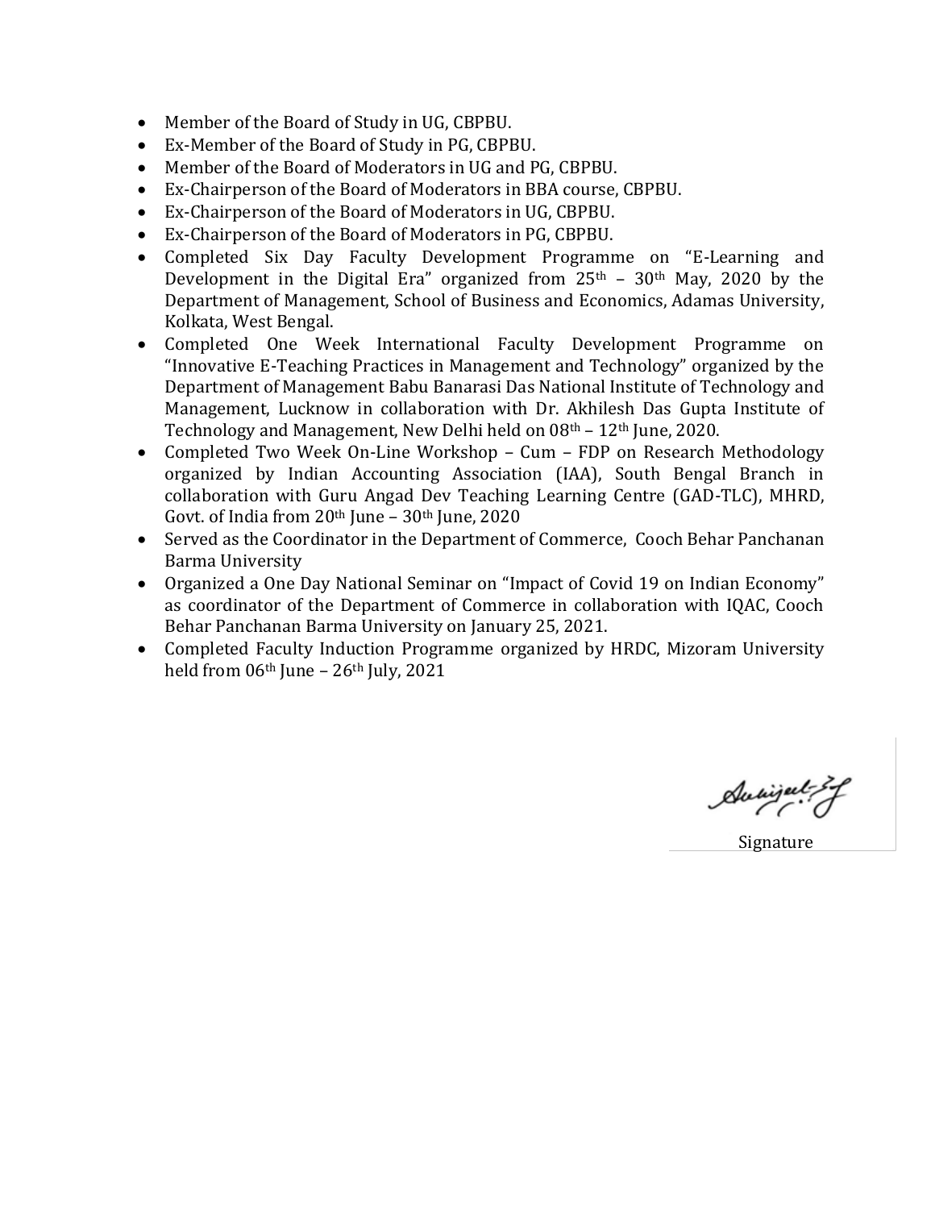- Member of the Board of Study in UG, CBPBU.
- Ex-Member of the Board of Study in PG, CBPBU.
- Member of the Board of Moderators in UG and PG, CBPBU.
- Ex-Chairperson of the Board of Moderators in BBA course, CBPBU.
- Ex-Chairperson of the Board of Moderators in UG, CBPBU.
- Ex-Chairperson of the Board of Moderators in PG, CBPBU.
- Completed Six Day Faculty Development Programme on "E-Learning and Development in the Digital Era" organized from 25th – 30th May, 2020 by the Department of Management, School of Business and Economics, Adamas University, Kolkata, West Bengal.
- Completed One Week International Faculty Development Programme on "Innovative E-Teaching Practices in Management and Technology" organized by the Department of Management Babu Banarasi Das National Institute of Technology and Management, Lucknow in collaboration with Dr. Akhilesh Das Gupta Institute of Technology and Management, New Delhi held on 08th – 12th June, 2020.
- Completed Two Week On-Line Workshop – Cum – FDP on Research Methodology organized by Indian Accounting Association (IAA), South Bengal Branch in collaboration with Guru Angad Dev Teaching Learning Centre (GAD-TLC), MHRD, Govt. of India from 20th June – 30th June, 2020
- Served as the Coordinator in the Department of Commerce, Cooch Behar Panchanan Barma University
- Organized a One Day National Seminar on "Impact of Covid 19 on Indian Economy" as coordinator of the Department of Commerce in collaboration with IQAC, Cooch Behar Panchanan Barma University on January 25, 2021.
- Completed Faculty Induction Programme organized by HRDC, Mizoram University held from 06th June – 26th July, 2021

Signature